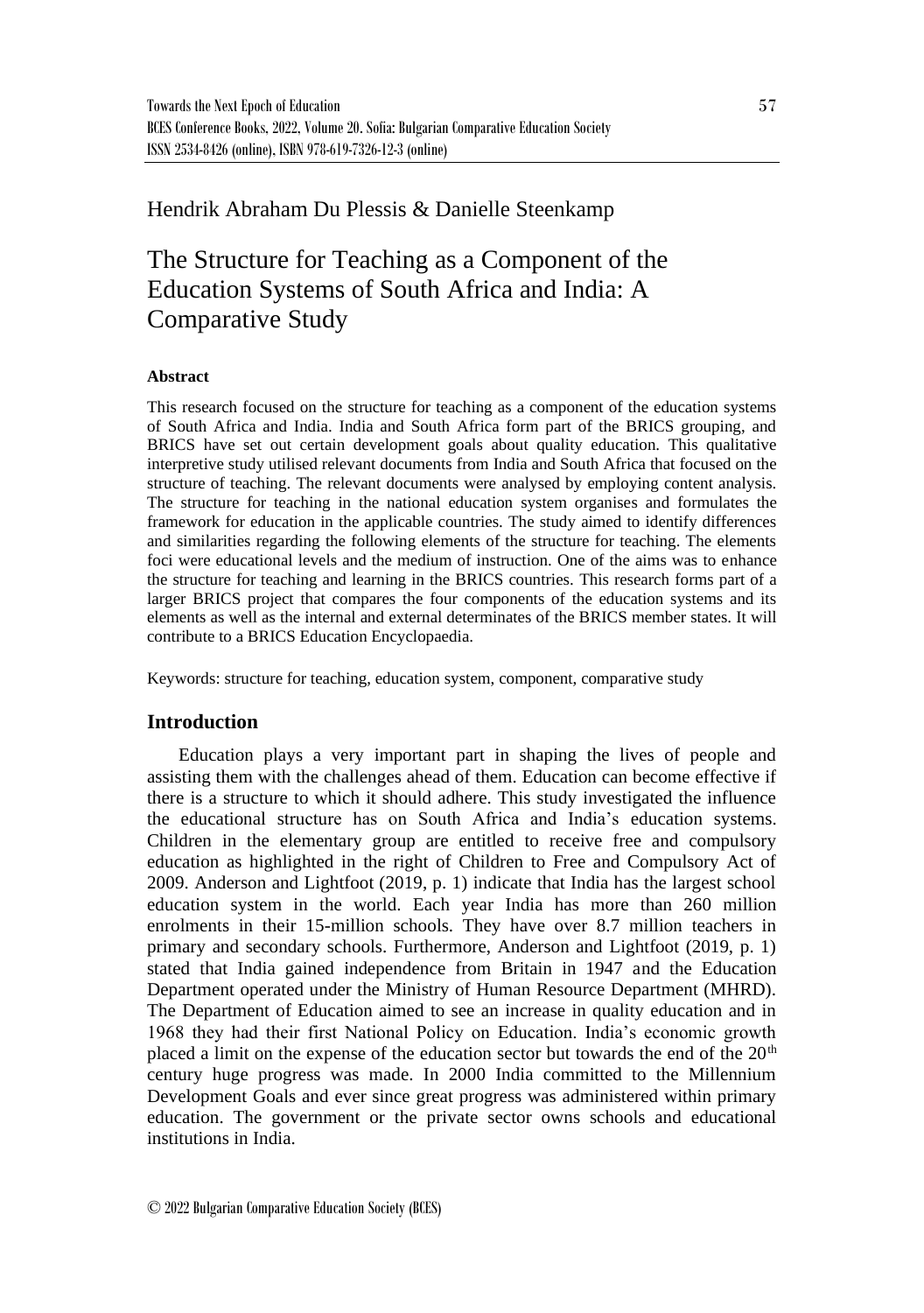Hendrik Abraham Du Plessis & Danielle Steenkamp

# The Structure for Teaching as a Component of the Education Systems of South Africa and India: A Comparative Study

### Abstract

This research focused on the structure for teaching as a component of the education systems of South Africa and India. India and South Africa form part of the BRICS grouping, and BRICS have set out certain development goals about quality education. This qualitative interpretive study utilised relevant documents from India and South Africa that focused on the structure of teaching. The relevant documents were analysed by employing content analysis. The structure for teaching in the national education system organises and formulates the framework for education in the applicable countries. The study aimed to identify differences and similarities regarding the following elements of the structure for teaching. The elements foci were educational levels and the medium of instruction. One of the aims was to enhance the structure for teaching and learning in the BRICS countries. This research forms part of a larger BRICS project that compares the four components of the education systems and its elements as well as the internal and external determinates of the BRICS member states. It will contribute to a BRICS Education Encyclopaedia.

Keywords: structure for teaching, education system, component, comparative study

## Introduction

Education plays a very important part in shaping the lives of people and assisting them with the challenges ahead of them. Education can become effective if there is a structure to which it should adhere. This study investigated the influence the educational structure has on South Africa and India's education systems. Children in the elementary group are entitled to receive free and compulsory education as highlighted in the right of Children to Free and Compulsory Act of 2009. Anderson and Lightfoot (2019, p. 1) indicate that India has the largest school education system in the world. Each year India has more than 260 million enrolments in their 15-million schools. They have over 8.7 million teachers in primary and secondary schools. Furthermore, Anderson and Lightfoot (2019, p. 1) stated that India gained independence from Britain in 1947 and the Education Department operated under the Ministry of Human Resource Department (MHRD). The Department of Education aimed to see an increase in quality education and in 1968 they had their first National Policy on Education. India's economic growth placed a limit on the expense of the education sector but towards the end of the 20th century huge progress was made. In 2000 India committed to the Millennium Development Goals and ever since great progress was administered within primary education. The government or the private sector owns schools and educational institutions in India.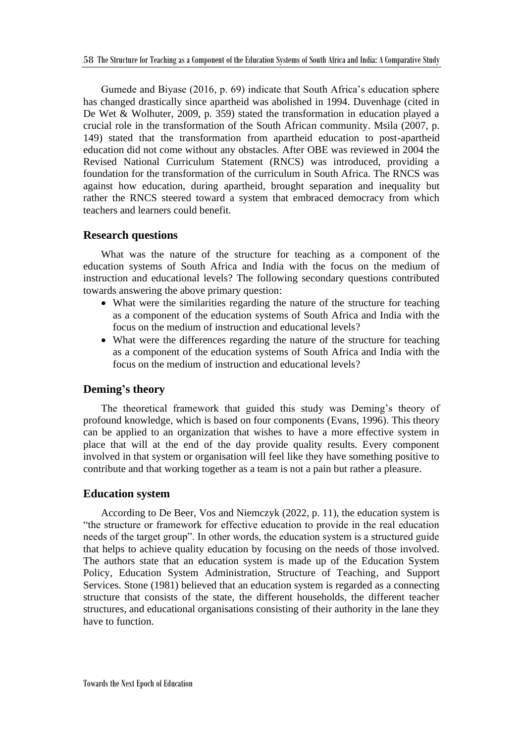Gumede and Biyase (2016, p. 69) indicate that South Africa's education sphere has changed drastically since apartheid was abolished in 1994. Duvenhage (cited in De Wet & Wolhuter, 2009, p. 359) stated the transformation in education played a crucial role in the transformation of the South African community. Msila (2007, p. 149) stated that the transformation from apartheid education to post-apartheid education did not come without any obstacles. After OBE was reviewed in 2004 the Revised National Curriculum Statement (RNCS) was introduced, providing a foundation for the transformation of the curriculum in South Africa. The RNCS was against how education, during apartheid, brought separation and inequality but rather the RNCS steered toward a system that embraced democracy from which teachers and learners could benefit.

## Research questions

What was the nature of the structure for teaching as a component of the education systems of South Africa and India with the focus on the medium of instruction and educational levels? The following secondary questions contributed towards answering the above primary question:

- What were the similarities regarding the nature of the structure for teaching as a component of the education systems of South Africa and India with the focus on the medium of instruction and educational levels?
- What were the differences regarding the nature of the structure for teaching as a component of the education systems of South Africa and India with the focus on the medium of instruction and educational levels?

## Deming's theory

The theoretical framework that guided this study was Deming's theory of profound knowledge, which is based on four components (Evans, 1996). This theory can be applied to an organization that wishes to have a more effective system in place that will at the end of the day provide quality results. Every component involved in that system or organisation will feel like they have something positive to contribute and that working together as a team is not a pain but rather a pleasure.

## Education system

According to De Beer, Vos and Niemczyk (2022, p. 11), the education system is "the structure or framework for effective education to provide in the real education needs of the target group". In other words, the education system is a structured guide that helps to achieve quality education by focusing on the needs of those involved. The authors state that an education system is made up of the Education System Policy, Education System Administration, Structure of Teaching, and Support Services. Stone (1981) believed that an education system is regarded as a connecting structure that consists of the state, the different households, the different teacher structures, and educational organisations consisting of their authority in the lane they have to function.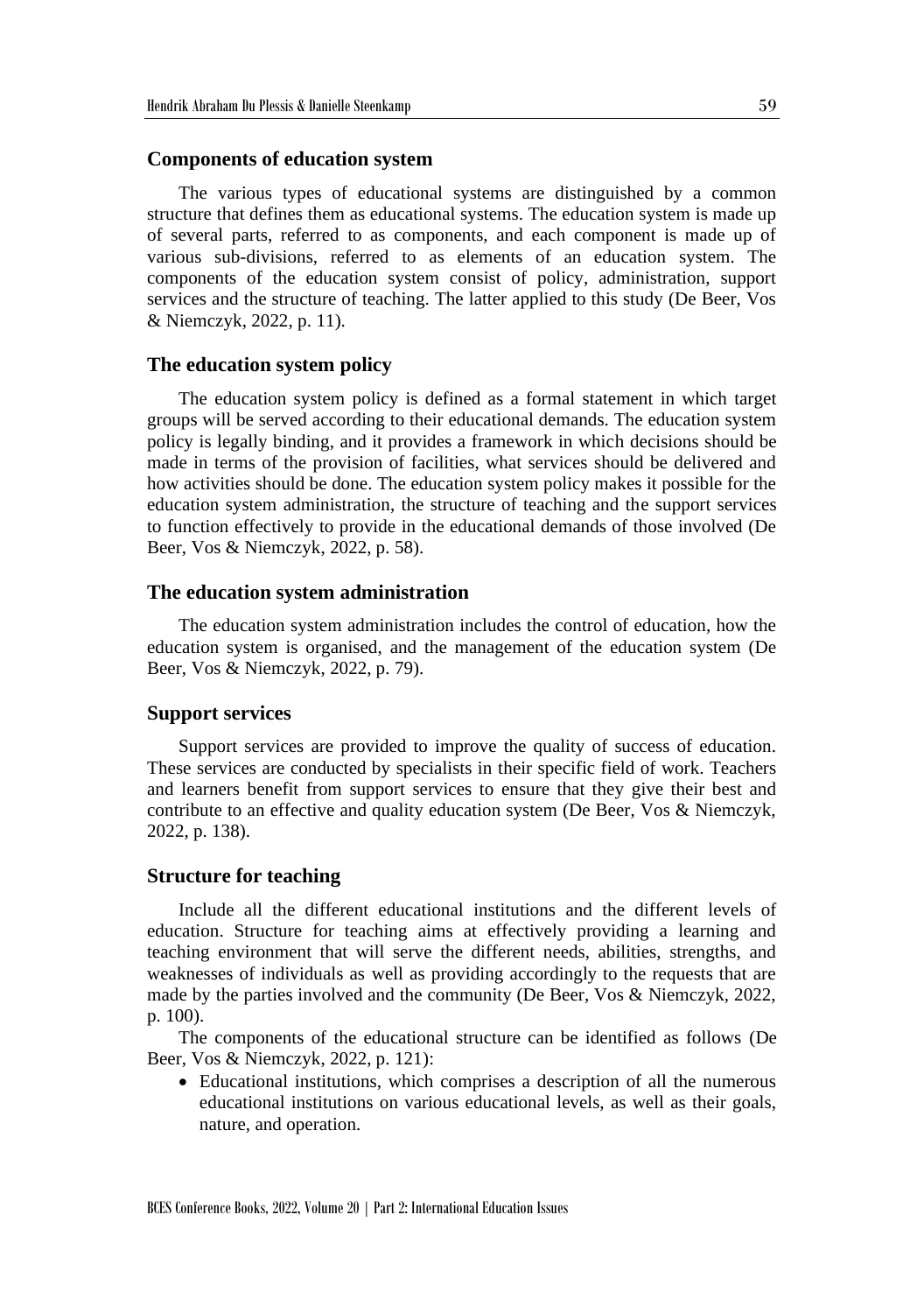## Components of education system

The various types of educational systems are distinguished by a common structure that defines them as educational systems. The education system is made up of several parts, referred to as components, and each component is made up of various sub-divisions, referred to as elements of an education system. The components of the education system consist of policy, administration, support services and the structure of teaching. The latter applied to this study (De Beer, Vos & Niemczyk, 2022, p. 11).

## The education system policy

The education system policy is defined as a formal statement in which target groups will be served according to their educational demands. The education system policy is legally binding, and it provides a framework in which decisions should be made in terms of the provision of facilities, what services should be delivered and how activities should be done. The education system policy makes it possible for the education system administration, the structure of teaching and the support services to function effectively to provide in the educational demands of those involved (De Beer, Vos & Niemczyk, 2022, p. 58).

## The education system administration

The education system administration includes the control of education, how the education system is organised, and the management of the education system (De Beer, Vos & Niemczyk, 2022, p. 79).

## Support services

Support services are provided to improve the quality of success of education. These services are conducted by specialists in their specific field of work. Teachers and learners benefit from support services to ensure that they give their best and contribute to an effective and quality education system (De Beer, Vos & Niemczyk, 2022, p. 138).

## Structure for teaching

Include all the different educational institutions and the different levels of education. Structure for teaching aims at effectively providing a learning and teaching environment that will serve the different needs, abilities, strengths, and weaknesses of individuals as well as providing accordingly to the requests that are made by the parties involved and the community (De Beer, Vos & Niemczyk, 2022, p. 100).

The components of the educational structure can be identified as follows (De Beer, Vos & Niemczyk, 2022, p. 121):

- Educational institutions, which comprises a description of all the numerous educational institutions on various educational levels, as well as their goals, nature, and operation.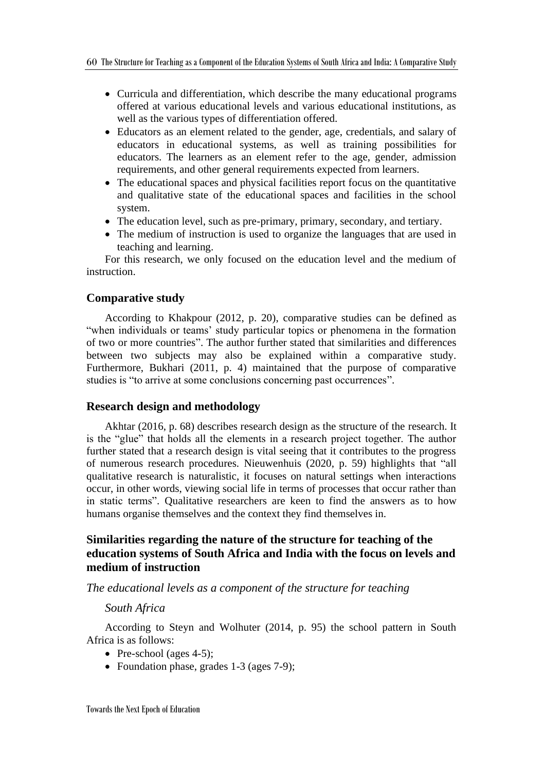- Curricula and differentiation, which describe the many educational programs offered at various educational levels and various educational institutions, as well as the various types of differentiation offered.
- Educators as an element related to the gender, age, credentials, and salary of educators in educational systems, as well as training possibilities for educators. The learners as an element refer to the age, gender, admission requirements, and other general requirements expected from learners.
- The educational spaces and physical facilities report focus on the quantitative and qualitative state of the educational spaces and facilities in the school system.
- The education level, such as pre-primary, primary, secondary, and tertiary.
- The medium of instruction is used to organize the languages that are used in teaching and learning.

For this research, we only focused on the education level and the medium of instruction.

## Comparative study

According to Khakpour (2012, p. 20), comparative studies can be defined as "when individuals or teams' study particular topics or phenomena in the formation of two or more countries". The author further stated that similarities and differences between two subjects may also be explained within a comparative study. Furthermore, Bukhari (2011, p. 4) maintained that the purpose of comparative studies is "to arrive at some conclusions concerning past occurrences".

## Research design and methodology

Akhtar (2016, p. 68) describes research design as the structure of the research. It is the "glue" that holds all the elements in a research project together. The author further stated that a research design is vital seeing that it contributes to the progress of numerous research procedures. Nieuwenhuis (2020, p. 59) highlights that "all qualitative research is naturalistic, it focuses on natural settings when interactions occur, in other words, viewing social life in terms of processes that occur rather than in static terms". Qualitative researchers are keen to find the answers as to how humans organise themselves and the context they find themselves in.

## Similarities regarding the nature of the structure for teaching of the education systems of South Africa and India with the focus on levels and medium of instruction

### *The educational levels as a component of the structure for teaching*

#### *South Africa*

According to Steyn and Wolhuter (2014, p. 95) the school pattern in South Africa is as follows:

- Pre-school (ages 4-5);
- Foundation phase, grades 1-3 (ages 7-9);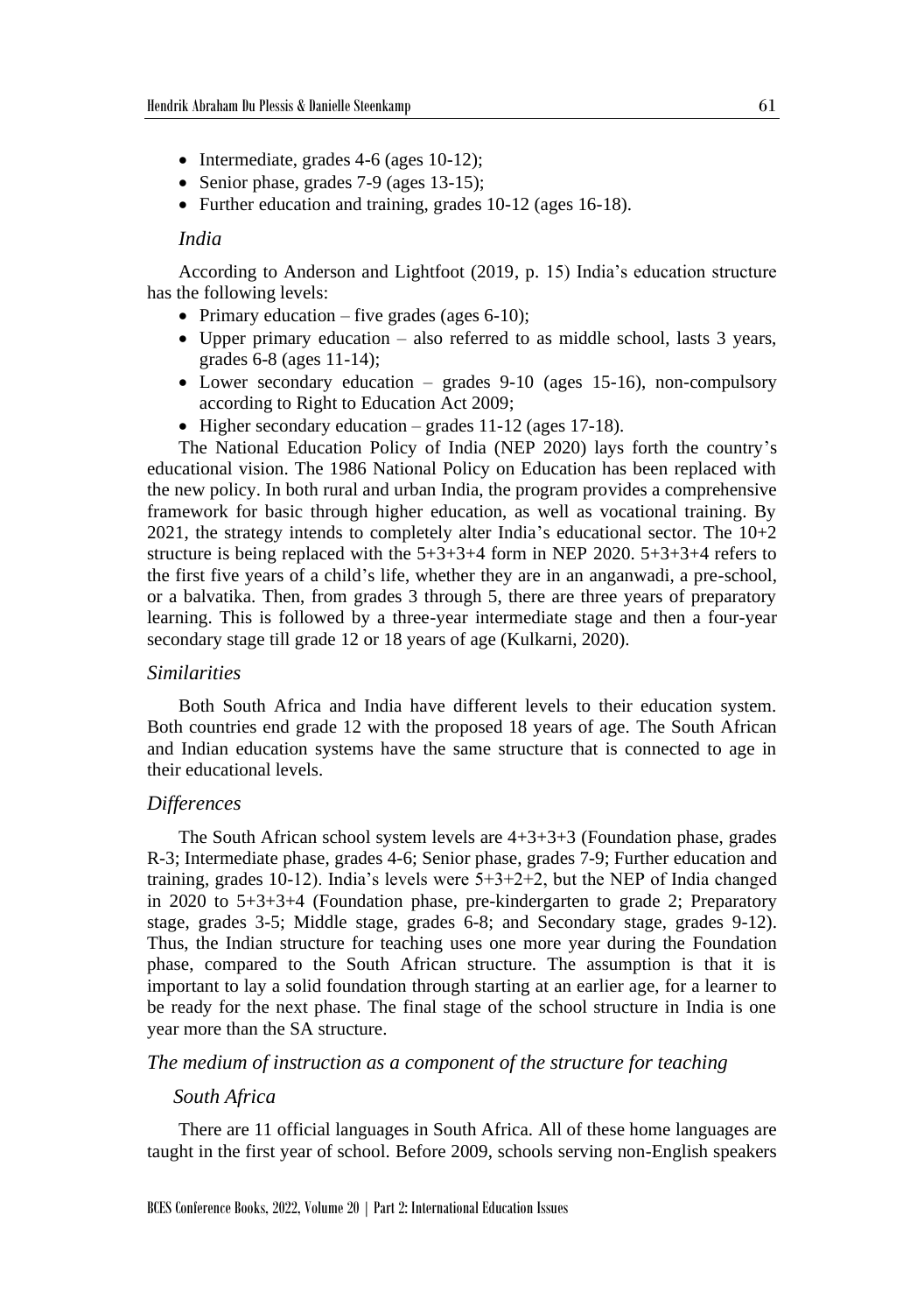- Intermediate, grades 4-6 (ages 10-12);
- Senior phase, grades 7-9 (ages 13-15);
- Further education and training, grades 10-12 (ages 16-18).

*India*

According to Anderson and Lightfoot (2019, p. 15) India's education structure has the following levels:

- Primary education – five grades (ages 6-10);
- Upper primary education – also referred to as middle school, lasts 3 years, grades 6-8 (ages 11-14);
- Lower secondary education – grades 9-10 (ages 15-16), non-compulsory according to Right to Education Act 2009;
- Higher secondary education – grades 11-12 (ages 17-18).

The National Education Policy of India (NEP 2020) lays forth the country's educational vision. The 1986 National Policy on Education has been replaced with the new policy. In both rural and urban India, the program provides a comprehensive framework for basic through higher education, as well as vocational training. By 2021, the strategy intends to completely alter India's educational sector. The 10+2 structure is being replaced with the 5+3+3+4 form in NEP 2020. 5+3+3+4 refers to the first five years of a child's life, whether they are in an anganwadi, a pre-school, or a balvatika. Then, from grades 3 through 5, there are three years of preparatory learning. This is followed by a three-year intermediate stage and then a four-year secondary stage till grade 12 or 18 years of age (Kulkarni, 2020).

*Similarities*

Both South Africa and India have different levels to their education system. Both countries end grade 12 with the proposed 18 years of age. The South African and Indian education systems have the same structure that is connected to age in their educational levels.

*Differences*

The South African school system levels are 4+3+3+3 (Foundation phase, grades R-3; Intermediate phase, grades 4-6; Senior phase, grades 7-9; Further education and training, grades 10-12). India's levels were 5+3+2+2, but the NEP of India changed in 2020 to 5+3+3+4 (Foundation phase, pre-kindergarten to grade 2; Preparatory stage, grades 3-5; Middle stage, grades 6-8; and Secondary stage, grades 9-12). Thus, the Indian structure for teaching uses one more year during the Foundation phase, compared to the South African structure. The assumption is that it is important to lay a solid foundation through starting at an earlier age, for a learner to be ready for the next phase. The final stage of the school structure in India is one year more than the SA structure.

*The medium of instruction as a component of the structure for teaching*

*South Africa*

There are 11 official languages in South Africa. All of these home languages are taught in the first year of school. Before 2009, schools serving non-English speakers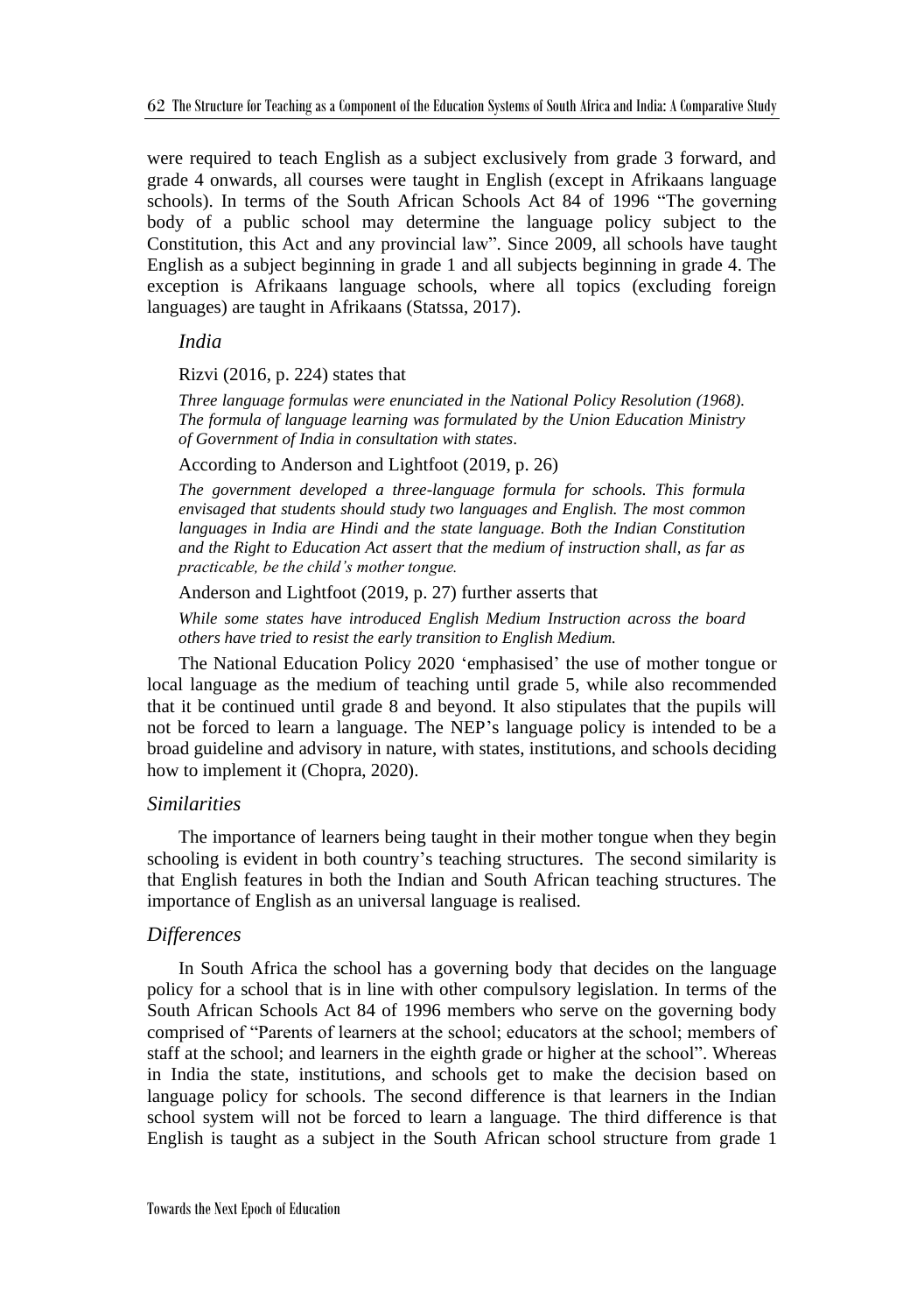were required to teach English as a subject exclusively from grade 3 forward, and grade 4 onwards, all courses were taught in English (except in Afrikaans language schools). In terms of the South African Schools Act 84 of 1996 "The governing body of a public school may determine the language policy subject to the Constitution, this Act and any provincial law". Since 2009, all schools have taught English as a subject beginning in grade 1 and all subjects beginning in grade 4. The exception is Afrikaans language schools, where all topics (excluding foreign languages) are taught in Afrikaans (Statssa, 2017).

*India*

Rizvi (2016, p. 224) states that

> *Three language formulas were enunciated in the National Policy Resolution (1968). The formula of language learning was formulated by the Union Education Ministry of Government of India in consultation with states*.

According to Anderson and Lightfoot (2019, p. 26)

> *The government developed a three-language formula for schools. This formula envisaged that students should study two languages and English. The most common languages in India are Hindi and the state language. Both the Indian Constitution and the Right to Education Act assert that the medium of instruction shall, as far as practicable, be the child's mother tongue.*

Anderson and Lightfoot (2019, p. 27) further asserts that

> *While some states have introduced English Medium Instruction across the board others have tried to resist the early transition to English Medium.*

The National Education Policy 2020 'emphasised' the use of mother tongue or local language as the medium of teaching until grade 5, while also recommended that it be continued until grade 8 and beyond. It also stipulates that the pupils will not be forced to learn a language. The NEP's language policy is intended to be a broad guideline and advisory in nature, with states, institutions, and schools deciding how to implement it (Chopra, 2020).

### *Similarities*

The importance of learners being taught in their mother tongue when they begin schooling is evident in both country's teaching structures. The second similarity is that English features in both the Indian and South African teaching structures. The importance of English as an universal language is realised.

### *Differences*

In South Africa the school has a governing body that decides on the language policy for a school that is in line with other compulsory legislation. In terms of the South African Schools Act 84 of 1996 members who serve on the governing body comprised of "Parents of learners at the school; educators at the school; members of staff at the school; and learners in the eighth grade or higher at the school". Whereas in India the state, institutions, and schools get to make the decision based on language policy for schools. The second difference is that learners in the Indian school system will not be forced to learn a language. The third difference is that English is taught as a subject in the South African school structure from grade 1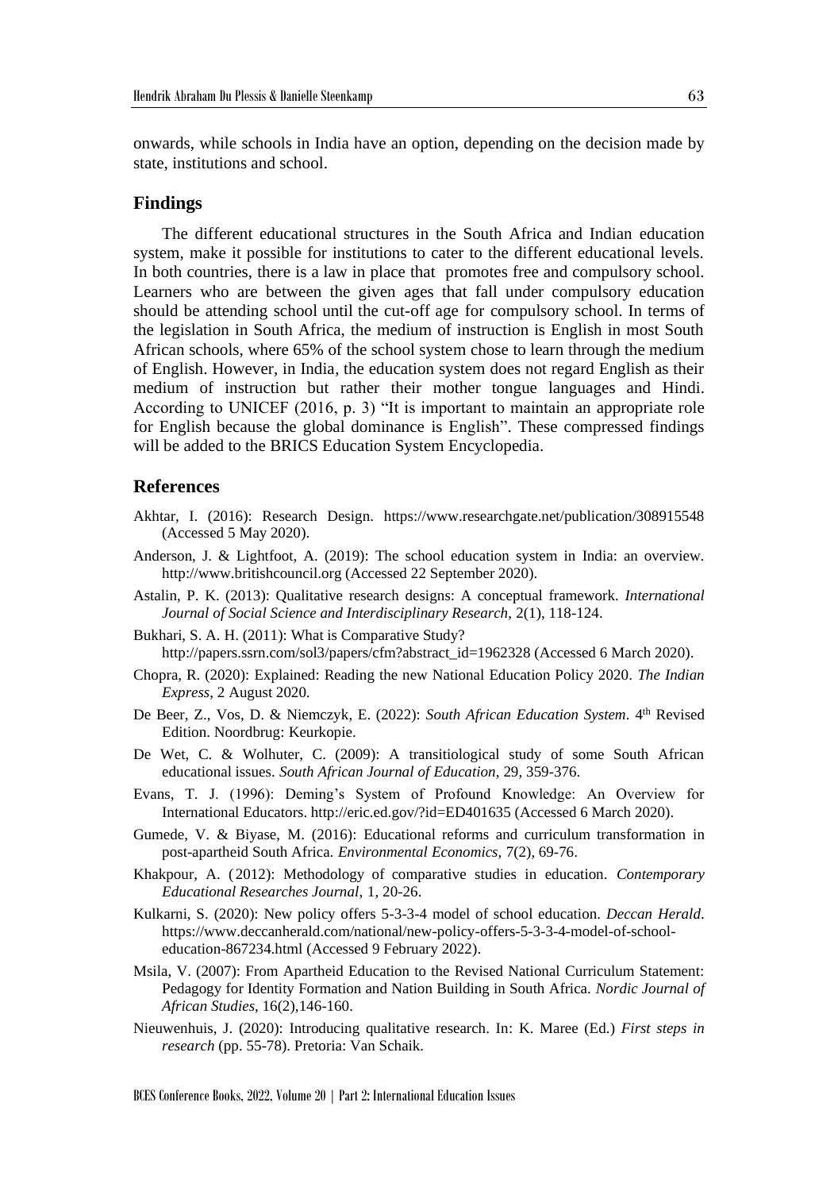onwards, while schools in India have an option, depending on the decision made by state, institutions and school.

## Findings

The different educational structures in the South Africa and Indian education system, make it possible for institutions to cater to the different educational levels. In both countries, there is a law in place that promotes free and compulsory school. Learners who are between the given ages that fall under compulsory education should be attending school until the cut-off age for compulsory school. In terms of the legislation in South Africa, the medium of instruction is English in most South African schools, where 65% of the school system chose to learn through the medium of English. However, in India, the education system does not regard English as their medium of instruction but rather their mother tongue languages and Hindi. According to UNICEF (2016, p. 3) "It is important to maintain an appropriate role for English because the global dominance is English". These compressed findings will be added to the BRICS Education System Encyclopedia.

## References

Akhtar, I. (2016): Research Design. https://www.researchgate.net/publication/308915548 (Accessed 5 May 2020).

Anderson, J. & Lightfoot, A. (2019): The school education system in India: an overview. http://www.britishcouncil.org (Accessed 22 September 2020).

Astalin, P. K. (2013): Qualitative research designs: A conceptual framework. *International Journal of Social Science and Interdisciplinary Research*, 2(1), 118-124.

Bukhari, S. A. H. (2011): What is Comparative Study? http://papers.ssrn.com/sol3/papers/cfm?abstract_id=1962328 (Accessed 6 March 2020).

Chopra, R. (2020): Explained: Reading the new National Education Policy 2020. *The Indian Express*, 2 August 2020.

De Beer, Z., Vos, D. & Niemczyk, E. (2022): *South African Education System*. 4th Revised Edition. Noordbrug: Keurkopie.

De Wet, C. & Wolhuter, C. (2009): A transitiological study of some South African educational issues. *South African Journal of Education*, 29, 359-376.

Evans, T. J. (1996): Deming's System of Profound Knowledge: An Overview for International Educators. http://eric.ed.gov/?id=ED401635 (Accessed 6 March 2020).

Gumede, V. & Biyase, M. (2016): Educational reforms and curriculum transformation in post-apartheid South Africa. *Environmental Economics*, 7(2), 69-76.

Khakpour, A. (2012): Methodology of comparative studies in education. *Contemporary Educational Researches Journal*, 1, 20-26.

Kulkarni, S. (2020): New policy offers 5-3-3-4 model of school education. *Deccan Herald*. https://www.deccanherald.com/national/new-policy-offers-5-3-3-4-model-of-school-education-867234.html (Accessed 9 February 2022).

Msila, V. (2007): From Apartheid Education to the Revised National Curriculum Statement: Pedagogy for Identity Formation and Nation Building in South Africa. *Nordic Journal of African Studies*, 16(2),146-160.

Nieuwenhuis, J. (2020): Introducing qualitative research. In: K. Maree (Ed.) *First steps in research* (pp. 55-78). Pretoria: Van Schaik.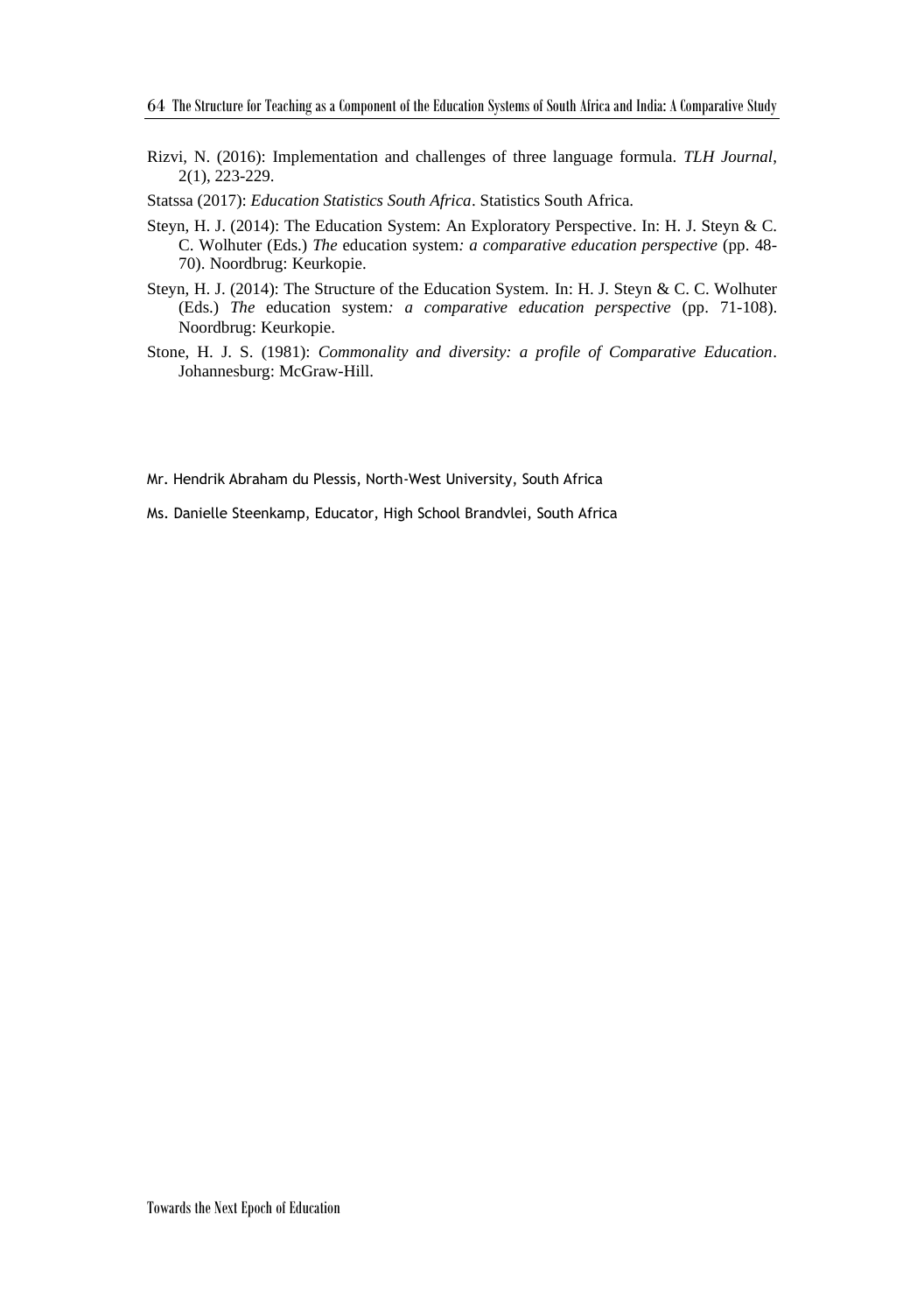Rizvi, N. (2016): Implementation and challenges of three language formula. *TLH Journal*, 2(1), 223-229.

Statssa (2017): *Education Statistics South Africa*. Statistics South Africa.

Steyn, H. J. (2014): The Education System: An Exploratory Perspective. In: H. J. Steyn & C. C. Wolhuter (Eds.) *The* education system*: a comparative education perspective* (pp. 48-70). Noordbrug: Keurkopie.

Steyn, H. J. (2014): The Structure of the Education System. In: H. J. Steyn & C. C. Wolhuter (Eds.) *The* education system*: a comparative education perspective* (pp. 71-108). Noordbrug: Keurkopie.

Stone, H. J. S. (1981): *Commonality and diversity: a profile of Comparative Education*. Johannesburg: McGraw-Hill.

Mr. Hendrik Abraham du Plessis, North-West University, South Africa

Ms. Danielle Steenkamp, Educator, High School Brandvlei, South Africa